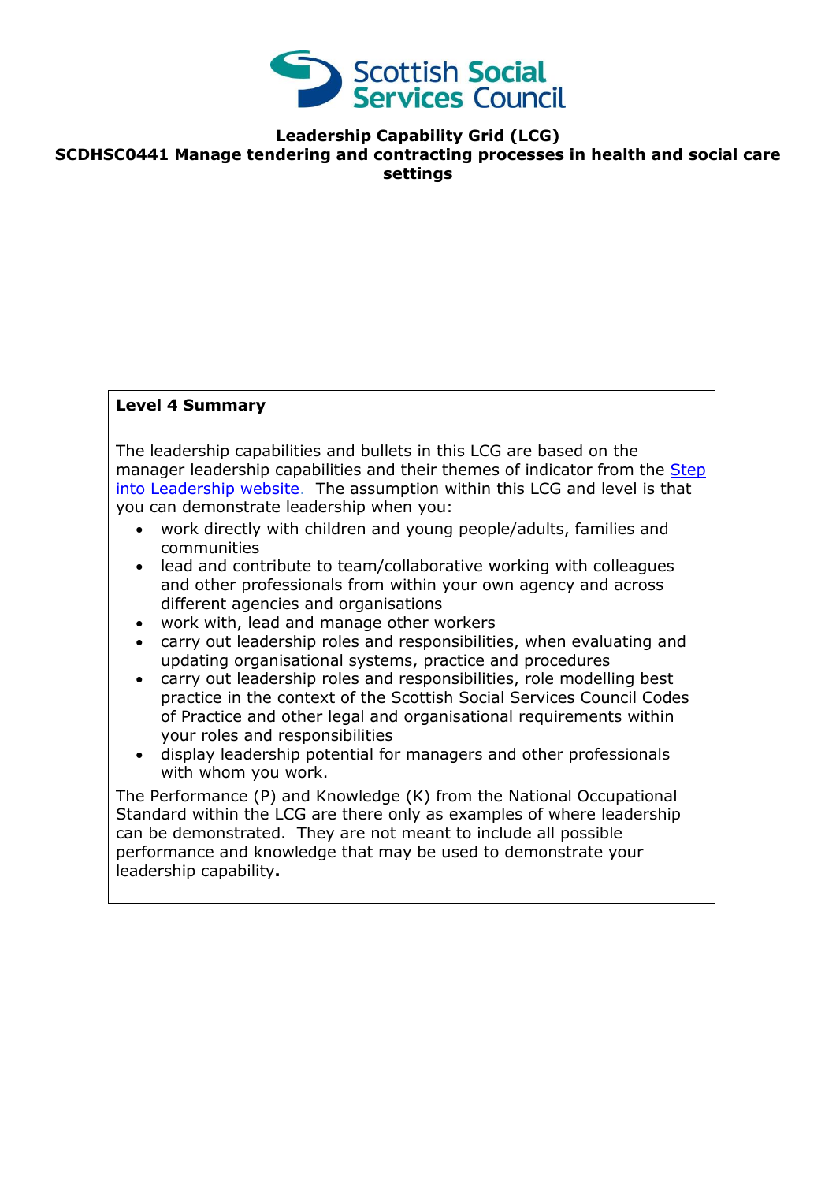# Leadership Capability Grid (LCG)

## SCDHSC0441 Manage tendering and contracting processes in health and social care settings

**Level 4 Summary**

The leadership capabilities and bullets in this LCG are based on the manager leadership capabilities and their themes of indicator from the Step into Leadership website. The assumption within this LCG and level is that you can demonstrate leadership when you:

- work directly with children and young people/adults, families and communities
- lead and contribute to team/collaborative working with colleagues and other professionals from within your own agency and across different agencies and organisations
- work with, lead and manage other workers
- carry out leadership roles and responsibilities, when evaluating and updating organisational systems, practice and procedures
- carry out leadership roles and responsibilities, role modelling best practice in the context of the Scottish Social Services Council Codes of Practice and other legal and organisational requirements within your roles and responsibilities
- display leadership potential for managers and other professionals with whom you work.

The Performance (P) and Knowledge (K) from the National Occupational Standard within the LCG are there only as examples of where leadership can be demonstrated. They are not meant to include all possible performance and knowledge that may be used to demonstrate your leadership capability.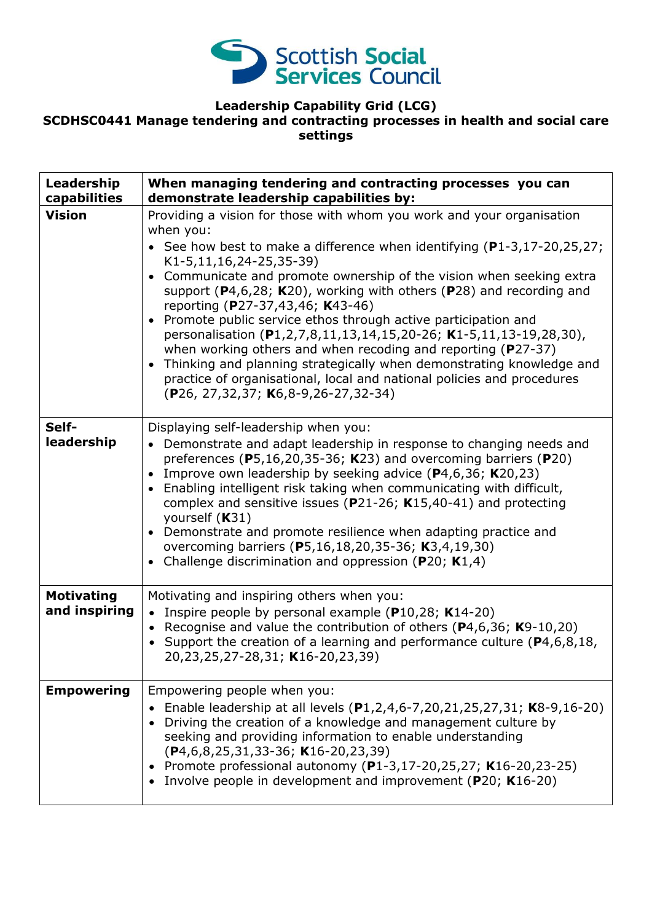# Leadership Capability Grid (LCG)

## SCDHSC0441 Manage tendering and contracting processes in health and social care settings

| Leadership capabilities | When managing tendering and contracting processes you can demonstrate leadership capabilities by: |
|---|---|
| **Vision** | Providing a vision for those with whom you work and your organisation when you: <br>• See how best to make a difference when identifying (**P**1-3,17-20,25,27; K1-5,11,16,24-25,35-39) <br>• Communicate and promote ownership of the vision when seeking extra support (**P**4,6,28; **K**20), working with others (**P**28) and recording and reporting (**P**27-37,43,46; **K**43-46) <br>• Promote public service ethos through active participation and personalisation (**P**1,2,7,8,11,13,14,15,20-26; **K**1-5,11,13-19,28,30), when working others and when recoding and reporting (**P**27-37) <br>• Thinking and planning strategically when demonstrating knowledge and practice of organisational, local and national policies and procedures (**P**26, 27,32,37; **K**6,8-9,26-27,32-34) |
| **Self-leadership** | Displaying self-leadership when you: <br>• Demonstrate and adapt leadership in response to changing needs and preferences (**P**5,16,20,35-36; **K**23) and overcoming barriers (**P**20) <br>• Improve own leadership by seeking advice (**P**4,6,36; **K**20,23) <br>• Enabling intelligent risk taking when communicating with difficult, complex and sensitive issues (**P**21-26; **K**15,40-41) and protecting yourself (**K**31) <br>• Demonstrate and promote resilience when adapting practice and overcoming barriers (**P**5,16,18,20,35-36; **K**3,4,19,30) <br>• Challenge discrimination and oppression (**P**20; **K**1,4) |
| **Motivating and inspiring** | Motivating and inspiring others when you: <br>• Inspire people by personal example (**P**10,28; **K**14-20) <br>• Recognise and value the contribution of others (**P**4,6,36; **K**9-10,20) <br>• Support the creation of a learning and performance culture (**P**4,6,8,18, 20,23,25,27-28,31; **K**16-20,23,39) |
| **Empowering** | Empowering people when you: <br>• Enable leadership at all levels (**P**1,2,4,6-7,20,21,25,27,31; **K**8-9,16-20) <br>• Driving the creation of a knowledge and management culture by seeking and providing information to enable understanding (**P**4,6,8,25,31,33-36; **K**16-20,23,39) <br>• Promote professional autonomy (**P**1-3,17-20,25,27; **K**16-20,23-25) <br>• Involve people in development and improvement (**P**20; **K**16-20) |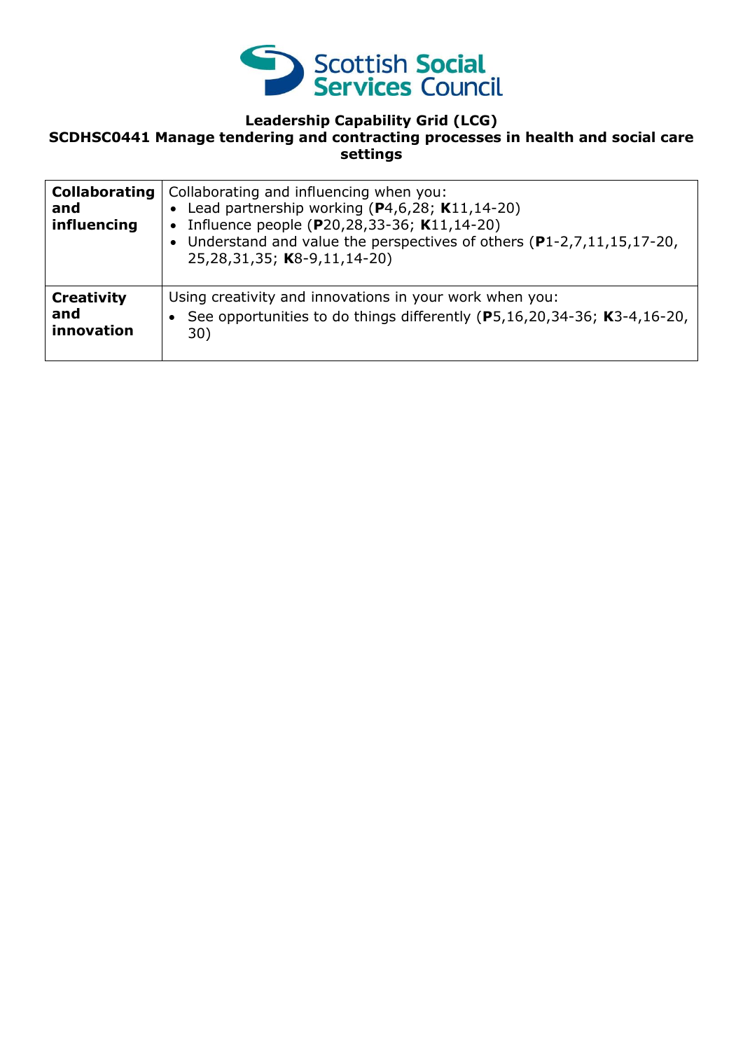**Leadership Capability Grid (LCG)**

**SCDHSC0441 Manage tendering and contracting processes in health and social care settings**

| | |
|---|---|
| **Collaborating and influencing** | Collaborating and influencing when you:<br>• Lead partnership working (**P**4,6,28; **K**11,14-20)<br>• Influence people (**P**20,28,33-36; **K**11,14-20)<br>• Understand and value the perspectives of others (**P**1-2,7,11,15,17-20, 25,28,31,35; **K**8-9,11,14-20) |
| **Creativity and innovation** | Using creativity and innovations in your work when you:<br>• See opportunities to do things differently (**P**5,16,20,34-36; **K**3-4,16-20, 30) |